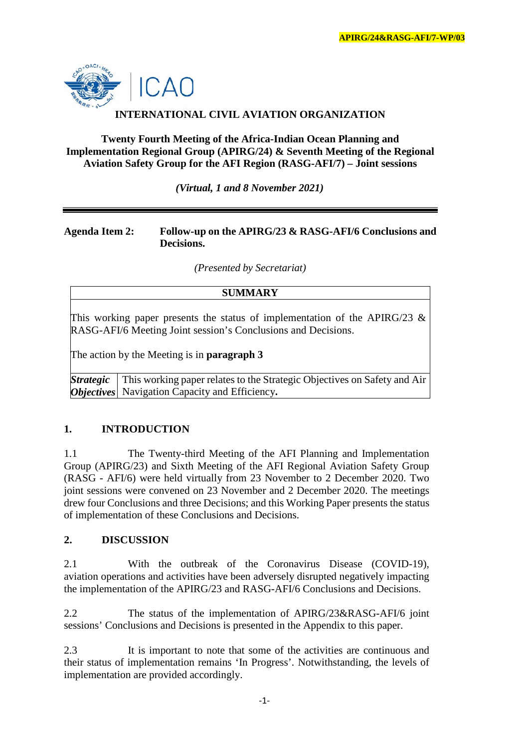APIRG/24&RASG-AFI/7-WP/03

ICAO

# INTERNATIONAL CIVIL AVIATION ORGANIZATION

## Twenty Fourth Meeting of the Africa-Indian Ocean Planning and Implementation Regional Group (APIRG/24) & Seventh Meeting of the Regional Aviation Safety Group for the AFI Region (RASG-AFI/7) – Joint sessions

***(Virtual, 1 and 8 November 2021)***

---

**Agenda Item 2: Follow-up on the APIRG/23 & RASG-AFI/6 Conclusions and Decisions.**

*(Presented by Secretariat)*

| **SUMMARY** | |
|---|---|
| This working paper presents the status of implementation of the APIRG/23 & RASG-AFI/6 Meeting Joint session's Conclusions and Decisions.<br><br>The action by the Meeting is in **paragraph 3** | |
| ***Strategic Objectives*** | This working paper relates to the Strategic Objectives on Safety and Air Navigation Capacity and Efficiency**.** |

## 1. INTRODUCTION

1.1 The Twenty-third Meeting of the AFI Planning and Implementation Group (APIRG/23) and Sixth Meeting of the AFI Regional Aviation Safety Group (RASG - AFI/6) were held virtually from 23 November to 2 December 2020. Two joint sessions were convened on 23 November and 2 December 2020. The meetings drew four Conclusions and three Decisions; and this Working Paper presents the status of implementation of these Conclusions and Decisions.

## 2. DISCUSSION

2.1 With the outbreak of the Coronavirus Disease (COVID-19), aviation operations and activities have been adversely disrupted negatively impacting the implementation of the APIRG/23 and RASG-AFI/6 Conclusions and Decisions.

2.2 The status of the implementation of APIRG/23&RASG-AFI/6 joint sessions' Conclusions and Decisions is presented in the Appendix to this paper.

2.3 It is important to note that some of the activities are continuous and their status of implementation remains 'In Progress'. Notwithstanding, the levels of implementation are provided accordingly.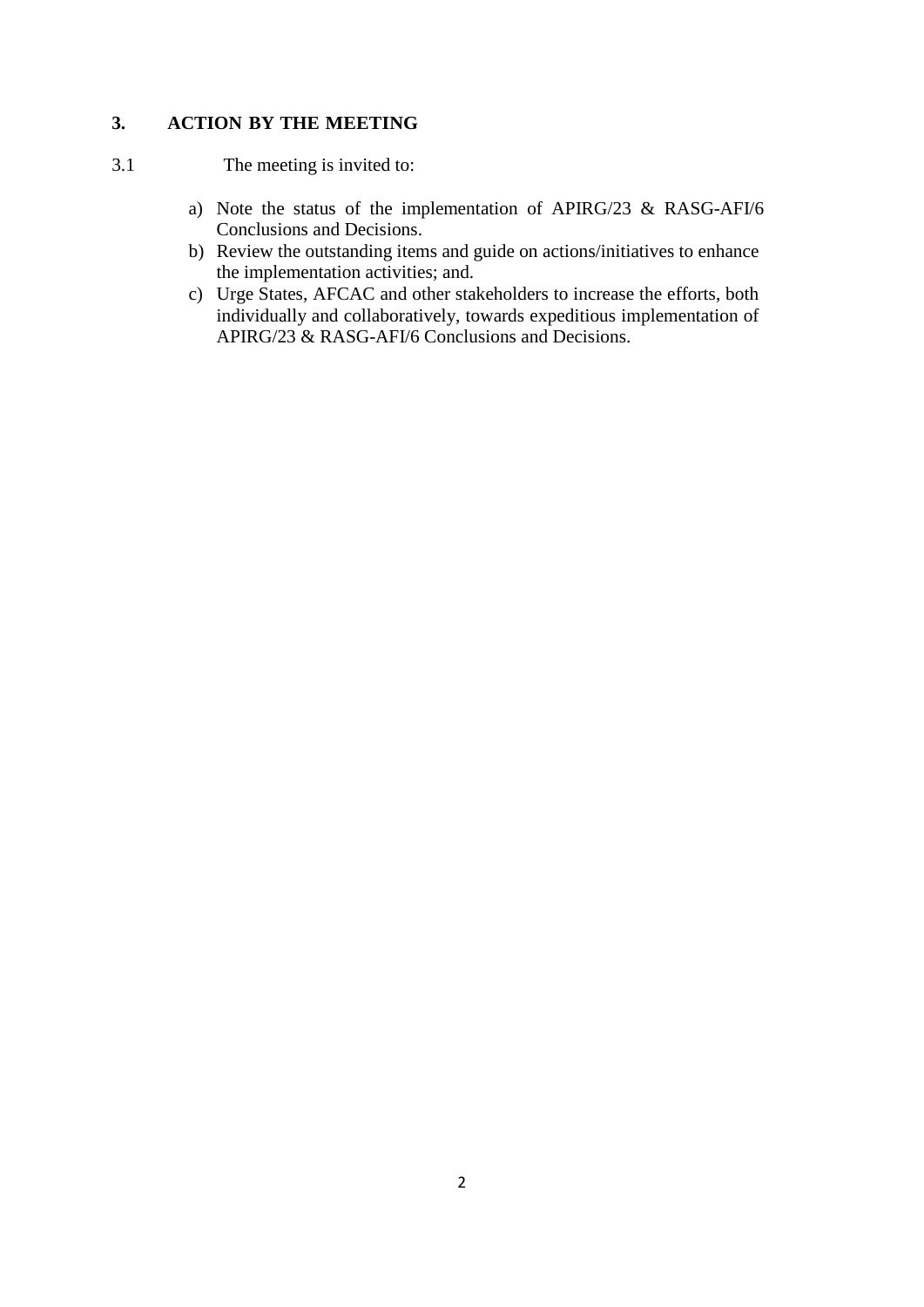## 3. ACTION BY THE MEETING

3.1 The meeting is invited to:

a) Note the status of the implementation of APIRG/23 & RASG-AFI/6 Conclusions and Decisions.
b) Review the outstanding items and guide on actions/initiatives to enhance the implementation activities; and.
c) Urge States, AFCAC and other stakeholders to increase the efforts, both individually and collaboratively, towards expeditious implementation of APIRG/23 & RASG-AFI/6 Conclusions and Decisions.